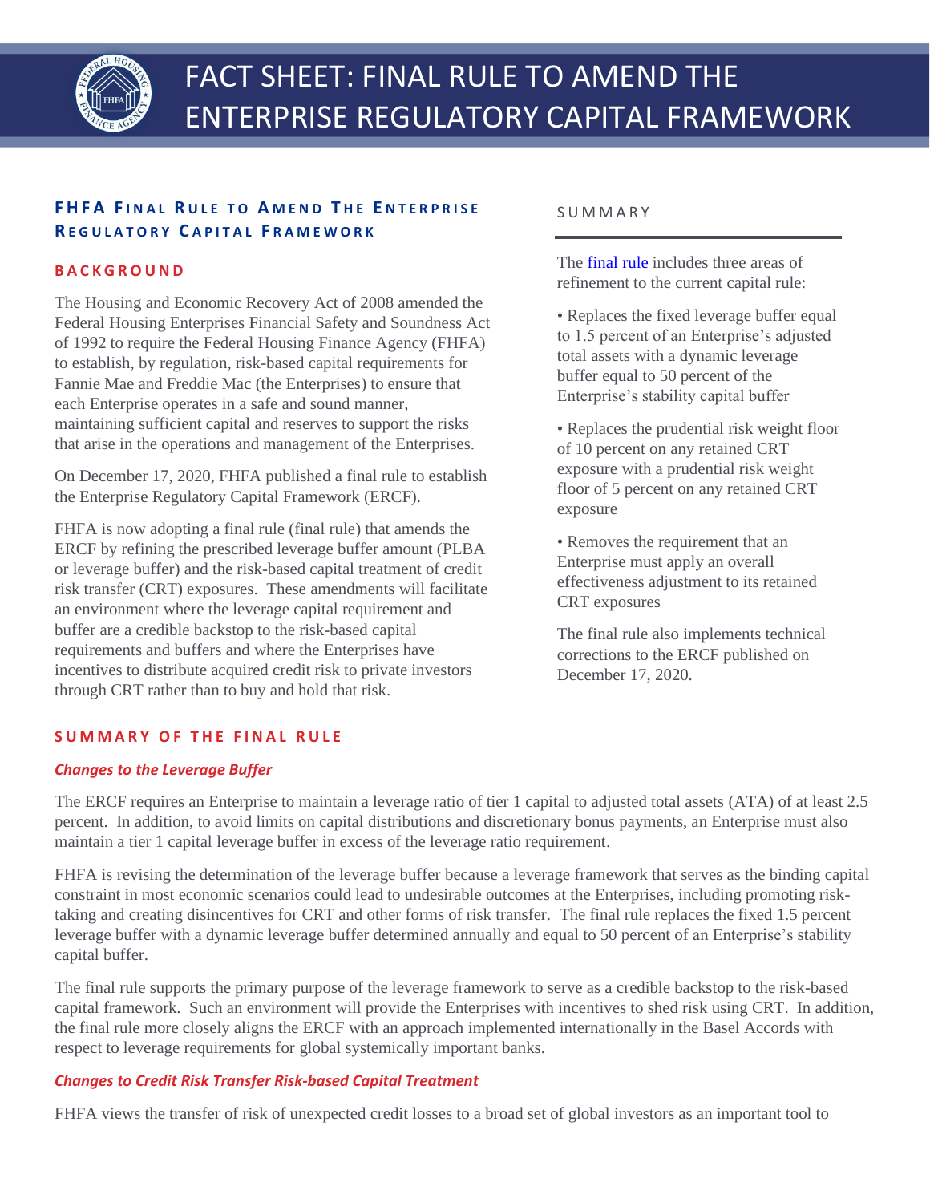# FACT SHEET: FINAL RULE TO AMEND THE ENTERPRISE REGULATORY CAPITAL FRAMEWORK

## FHFA Final Rule to Amend The Enterprise Regulatory Capital Framework

### BACKGROUND

The Housing and Economic Recovery Act of 2008 amended the Federal Housing Enterprises Financial Safety and Soundness Act of 1992 to require the Federal Housing Finance Agency (FHFA) to establish, by regulation, risk-based capital requirements for Fannie Mae and Freddie Mac (the Enterprises) to ensure that each Enterprise operates in a safe and sound manner, maintaining sufficient capital and reserves to support the risks that arise in the operations and management of the Enterprises.

On December 17, 2020, FHFA published a final rule to establish the Enterprise Regulatory Capital Framework (ERCF).

FHFA is now adopting a final rule (final rule) that amends the ERCF by refining the prescribed leverage buffer amount (PLBA or leverage buffer) and the risk-based capital treatment of credit risk transfer (CRT) exposures. These amendments will facilitate an environment where the leverage capital requirement and buffer are a credible backstop to the risk-based capital requirements and buffers and where the Enterprises have incentives to distribute acquired credit risk to private investors through CRT rather than to buy and hold that risk.

### SUMMARY

The final rule includes three areas of refinement to the current capital rule:

- Replaces the fixed leverage buffer equal to 1.5 percent of an Enterprise's adjusted total assets with a dynamic leverage buffer equal to 50 percent of the Enterprise's stability capital buffer
- Replaces the prudential risk weight floor of 10 percent on any retained CRT exposure with a prudential risk weight floor of 5 percent on any retained CRT exposure
- Removes the requirement that an Enterprise must apply an overall effectiveness adjustment to its retained CRT exposures

The final rule also implements technical corrections to the ERCF published on December 17, 2020.

### SUMMARY OF THE FINAL RULE

#### *Changes to the Leverage Buffer*

The ERCF requires an Enterprise to maintain a leverage ratio of tier 1 capital to adjusted total assets (ATA) of at least 2.5 percent. In addition, to avoid limits on capital distributions and discretionary bonus payments, an Enterprise must also maintain a tier 1 capital leverage buffer in excess of the leverage ratio requirement.

FHFA is revising the determination of the leverage buffer because a leverage framework that serves as the binding capital constraint in most economic scenarios could lead to undesirable outcomes at the Enterprises, including promoting risk-taking and creating disincentives for CRT and other forms of risk transfer. The final rule replaces the fixed 1.5 percent leverage buffer with a dynamic leverage buffer determined annually and equal to 50 percent of an Enterprise's stability capital buffer.

The final rule supports the primary purpose of the leverage framework to serve as a credible backstop to the risk-based capital framework. Such an environment will provide the Enterprises with incentives to shed risk using CRT. In addition, the final rule more closely aligns the ERCF with an approach implemented internationally in the Basel Accords with respect to leverage requirements for global systemically important banks.

#### *Changes to Credit Risk Transfer Risk-based Capital Treatment*

FHFA views the transfer of risk of unexpected credit losses to a broad set of global investors as an important tool to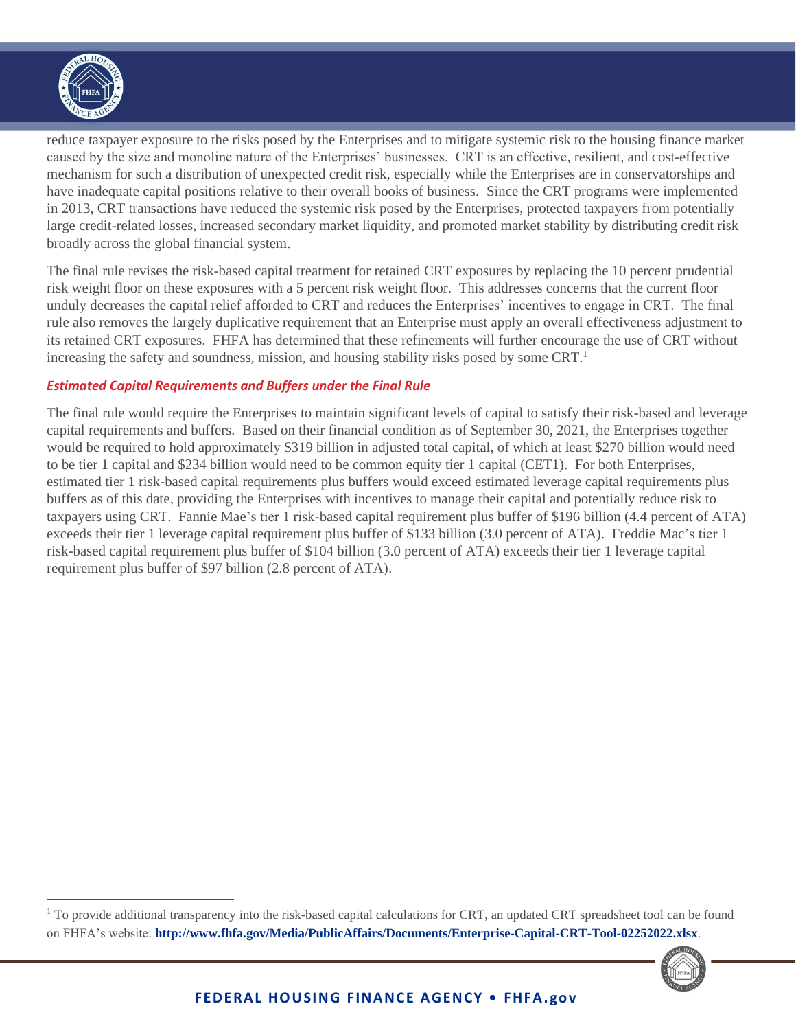reduce taxpayer exposure to the risks posed by the Enterprises and to mitigate systemic risk to the housing finance market caused by the size and monoline nature of the Enterprises' businesses. CRT is an effective, resilient, and cost-effective mechanism for such a distribution of unexpected credit risk, especially while the Enterprises are in conservatorships and have inadequate capital positions relative to their overall books of business. Since the CRT programs were implemented in 2013, CRT transactions have reduced the systemic risk posed by the Enterprises, protected taxpayers from potentially large credit-related losses, increased secondary market liquidity, and promoted market stability by distributing credit risk broadly across the global financial system.

The final rule revises the risk-based capital treatment for retained CRT exposures by replacing the 10 percent prudential risk weight floor on these exposures with a 5 percent risk weight floor. This addresses concerns that the current floor unduly decreases the capital relief afforded to CRT and reduces the Enterprises' incentives to engage in CRT. The final rule also removes the largely duplicative requirement that an Enterprise must apply an overall effectiveness adjustment to its retained CRT exposures. FHFA has determined that these refinements will further encourage the use of CRT without increasing the safety and soundness, mission, and housing stability risks posed by some CRT.[1]

### *Estimated Capital Requirements and Buffers under the Final Rule*

The final rule would require the Enterprises to maintain significant levels of capital to satisfy their risk-based and leverage capital requirements and buffers. Based on their financial condition as of September 30, 2021, the Enterprises together would be required to hold approximately $319 billion in adjusted total capital, of which at least $270 billion would need to be tier 1 capital and $234 billion would need to be common equity tier 1 capital (CET1). For both Enterprises, estimated tier 1 risk-based capital requirements plus buffers would exceed estimated leverage capital requirements plus buffers as of this date, providing the Enterprises with incentives to manage their capital and potentially reduce risk to taxpayers using CRT. Fannie Mae's tier 1 risk-based capital requirement plus buffer of $196 billion (4.4 percent of ATA) exceeds their tier 1 leverage capital requirement plus buffer of $133 billion (3.0 percent of ATA). Freddie Mac's tier 1 risk-based capital requirement plus buffer of $104 billion (3.0 percent of ATA) exceeds their tier 1 leverage capital requirement plus buffer of $97 billion (2.8 percent of ATA).

[1] To provide additional transparency into the risk-based capital calculations for CRT, an updated CRT spreadsheet tool can be found on FHFA's website: **http://www.fhfa.gov/Media/PublicAffairs/Documents/Enterprise-Capital-CRT-Tool-02252022.xlsx**.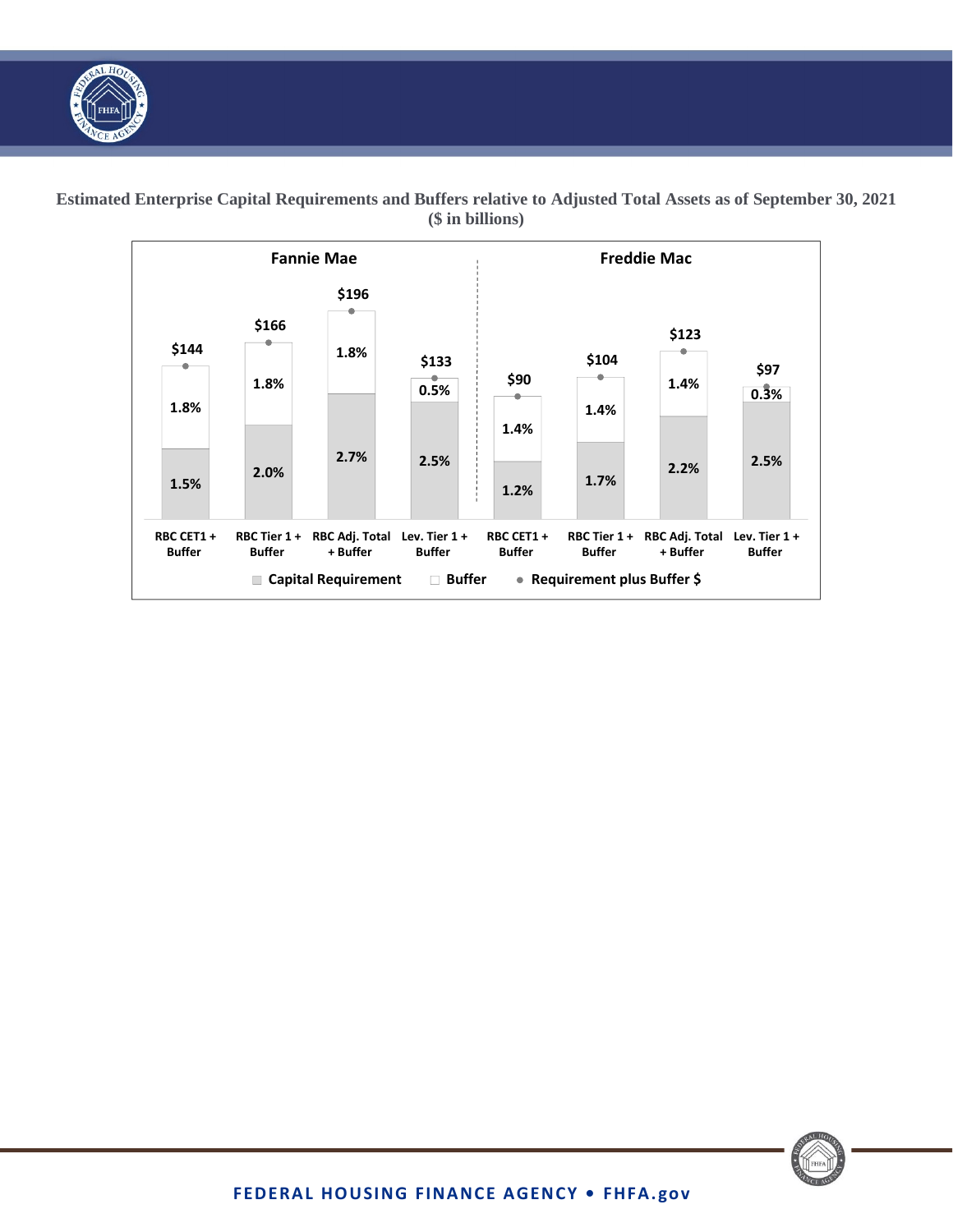**Estimated Enterprise Capital Requirements and Buffers relative to Adjusted Total Assets as of September 30, 2021**
**($ in billions)**

Fannie Mae

Freddie Mac

$144
1.8%
1.5%
RBC CET1 + Buffer

$166
1.8%
2.0%
RBC Tier 1 + Buffer

$196
1.8%
2.7%
RBC Adj. Total + Buffer

$133
0.5%
2.5%
Lev. Tier 1 + Buffer

$90
1.4%
1.2%
RBC CET1 + Buffer

$104
1.4%
1.7%
RBC Tier 1 + Buffer

$123
1.4%
2.2%
RBC Adj. Total + Buffer

$97
0.3%
2.5%
Lev. Tier 1 + Buffer

Capital Requirement
Buffer
Requirement plus Buffer $